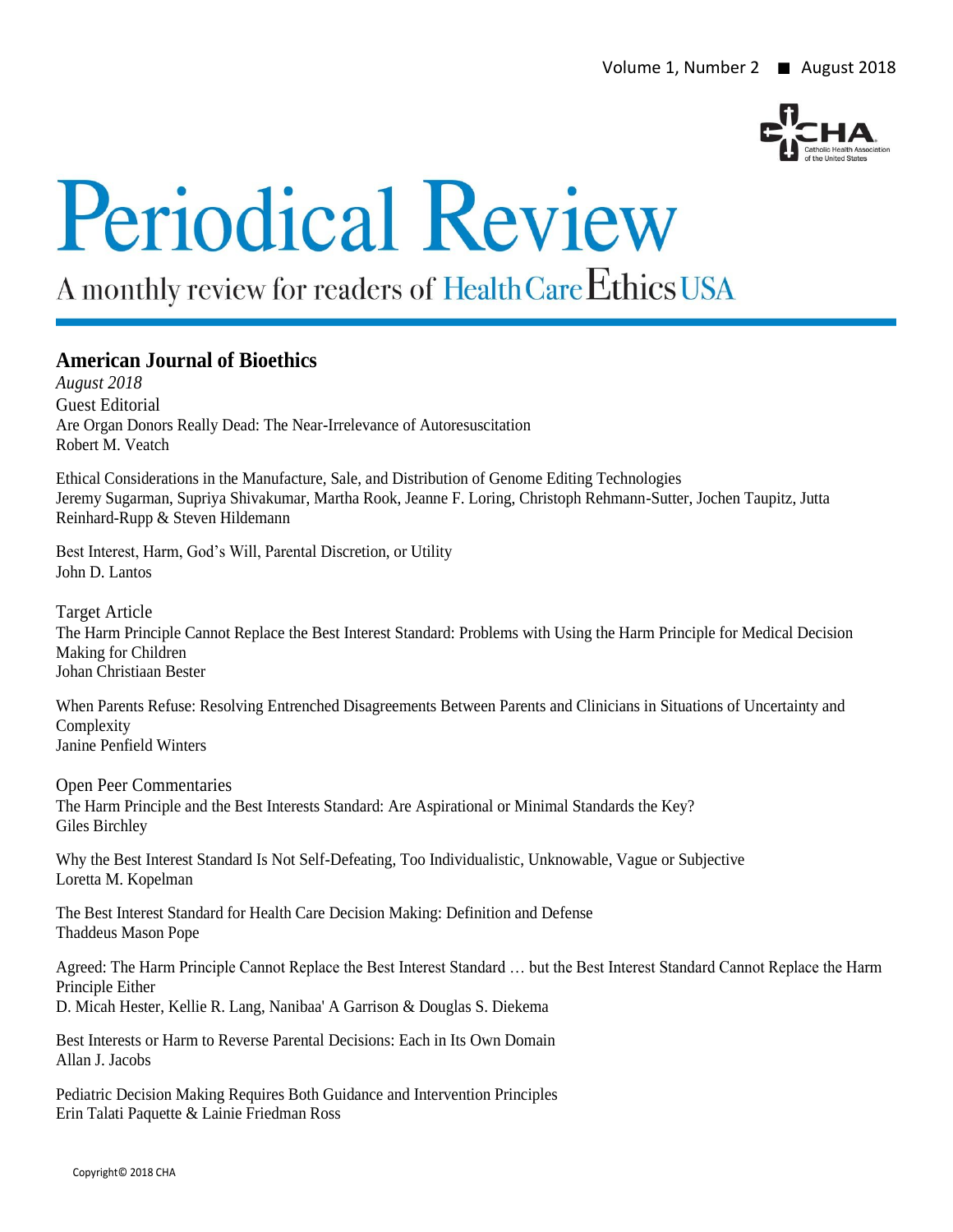# Periodical Review

A monthly review for readers of Health Care Ethics USA

## American Journal of Bioethics

*August 2018*

Guest Editorial
Are Organ Donors Really Dead: The Near-Irrelevance of Autoresuscitation
Robert M. Veatch

Ethical Considerations in the Manufacture, Sale, and Distribution of Genome Editing Technologies
Jeremy Sugarman, Supriya Shivakumar, Martha Rook, Jeanne F. Loring, Christoph Rehmann-Sutter, Jochen Taupitz, Jutta Reinhard-Rupp & Steven Hildemann

Best Interest, Harm, God's Will, Parental Discretion, or Utility
John D. Lantos

Target Article
The Harm Principle Cannot Replace the Best Interest Standard: Problems with Using the Harm Principle for Medical Decision Making for Children
Johan Christiaan Bester

When Parents Refuse: Resolving Entrenched Disagreements Between Parents and Clinicians in Situations of Uncertainty and Complexity
Janine Penfield Winters

Open Peer Commentaries
The Harm Principle and the Best Interests Standard: Are Aspirational or Minimal Standards the Key?
Giles Birchley

Why the Best Interest Standard Is Not Self-Defeating, Too Individualistic, Unknowable, Vague or Subjective
Loretta M. Kopelman

The Best Interest Standard for Health Care Decision Making: Definition and Defense
Thaddeus Mason Pope

Agreed: The Harm Principle Cannot Replace the Best Interest Standard … but the Best Interest Standard Cannot Replace the Harm Principle Either
D. Micah Hester, Kellie R. Lang, Nanibaa' A Garrison & Douglas S. Diekema

Best Interests or Harm to Reverse Parental Decisions: Each in Its Own Domain
Allan J. Jacobs

Pediatric Decision Making Requires Both Guidance and Intervention Principles
Erin Talati Paquette & Lainie Friedman Ross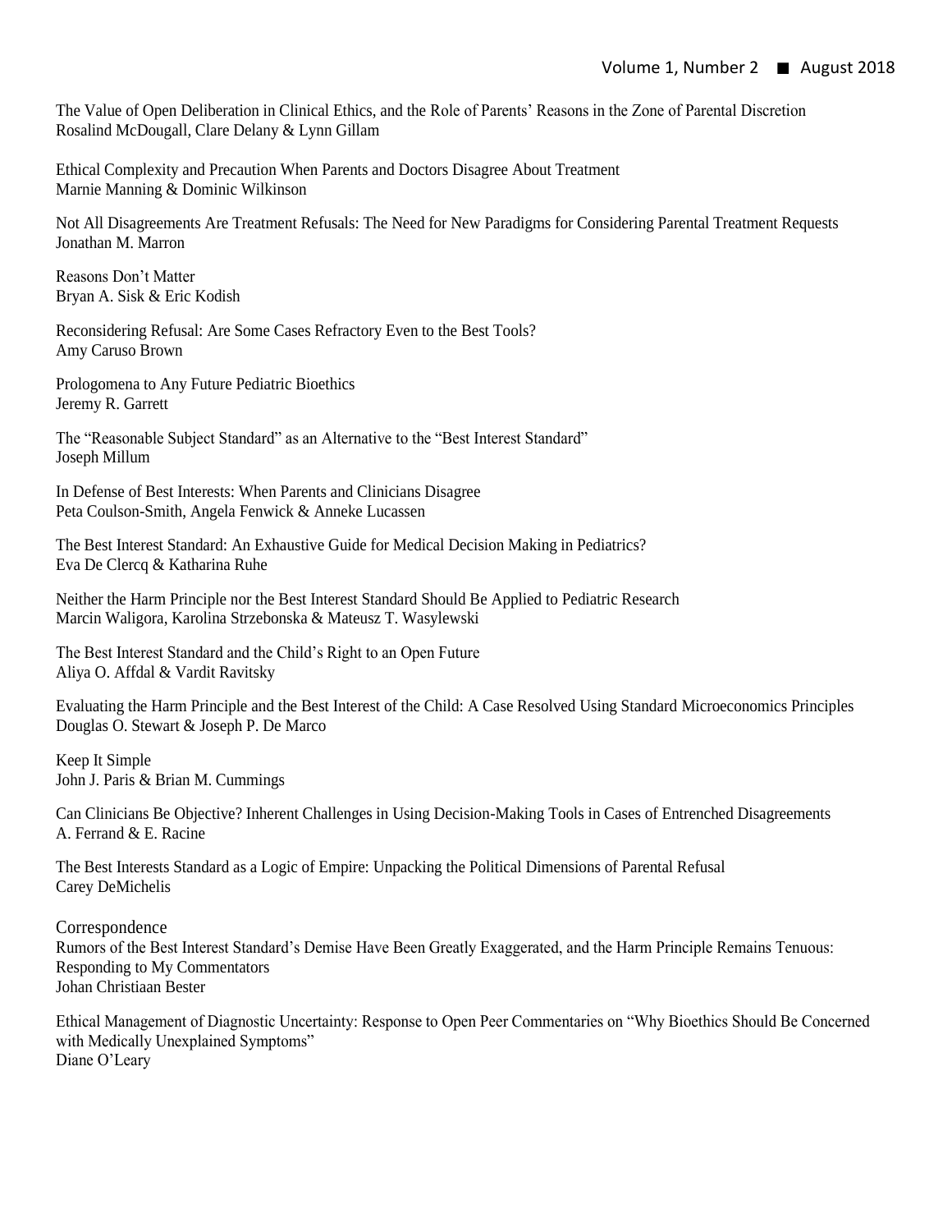The Value of Open Deliberation in Clinical Ethics, and the Role of Parents' Reasons in the Zone of Parental Discretion
Rosalind McDougall, Clare Delany & Lynn Gillam

Ethical Complexity and Precaution When Parents and Doctors Disagree About Treatment
Marnie Manning & Dominic Wilkinson

Not All Disagreements Are Treatment Refusals: The Need for New Paradigms for Considering Parental Treatment Requests
Jonathan M. Marron

Reasons Don't Matter
Bryan A. Sisk & Eric Kodish

Reconsidering Refusal: Are Some Cases Refractory Even to the Best Tools?
Amy Caruso Brown

Prologomena to Any Future Pediatric Bioethics
Jeremy R. Garrett

The "Reasonable Subject Standard" as an Alternative to the "Best Interest Standard"
Joseph Millum

In Defense of Best Interests: When Parents and Clinicians Disagree
Peta Coulson-Smith, Angela Fenwick & Anneke Lucassen

The Best Interest Standard: An Exhaustive Guide for Medical Decision Making in Pediatrics?
Eva De Clercq & Katharina Ruhe

Neither the Harm Principle nor the Best Interest Standard Should Be Applied to Pediatric Research
Marcin Waligora, Karolina Strzebonska & Mateusz T. Wasylewski

The Best Interest Standard and the Child's Right to an Open Future
Aliya O. Affdal & Vardit Ravitsky

Evaluating the Harm Principle and the Best Interest of the Child: A Case Resolved Using Standard Microeconomics Principles
Douglas O. Stewart & Joseph P. De Marco

Keep It Simple
John J. Paris & Brian M. Cummings

Can Clinicians Be Objective? Inherent Challenges in Using Decision-Making Tools in Cases of Entrenched Disagreements
A. Ferrand & E. Racine

The Best Interests Standard as a Logic of Empire: Unpacking the Political Dimensions of Parental Refusal
Carey DeMichelis

## Correspondence

Rumors of the Best Interest Standard's Demise Have Been Greatly Exaggerated, and the Harm Principle Remains Tenuous: Responding to My Commentators
Johan Christiaan Bester

Ethical Management of Diagnostic Uncertainty: Response to Open Peer Commentaries on "Why Bioethics Should Be Concerned with Medically Unexplained Symptoms"
Diane O'Leary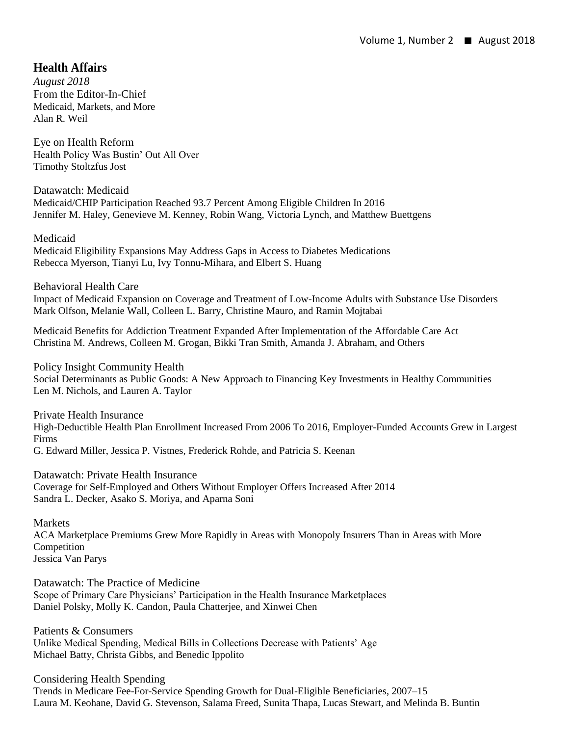## Health Affairs

*August 2018*

From the Editor-In-Chief
Medicaid, Markets, and More
Alan R. Weil

Eye on Health Reform
Health Policy Was Bustin' Out All Over
Timothy Stoltzfus Jost

Datawatch: Medicaid
Medicaid/CHIP Participation Reached 93.7 Percent Among Eligible Children In 2016
Jennifer M. Haley, Genevieve M. Kenney, Robin Wang, Victoria Lynch, and Matthew Buettgens

Medicaid
Medicaid Eligibility Expansions May Address Gaps in Access to Diabetes Medications
Rebecca Myerson, Tianyi Lu, Ivy Tonnu-Mihara, and Elbert S. Huang

Behavioral Health Care
Impact of Medicaid Expansion on Coverage and Treatment of Low-Income Adults with Substance Use Disorders
Mark Olfson, Melanie Wall, Colleen L. Barry, Christine Mauro, and Ramin Mojtabai

Medicaid Benefits for Addiction Treatment Expanded After Implementation of the Affordable Care Act
Christina M. Andrews, Colleen M. Grogan, Bikki Tran Smith, Amanda J. Abraham, and Others

Policy Insight Community Health
Social Determinants as Public Goods: A New Approach to Financing Key Investments in Healthy Communities
Len M. Nichols, and Lauren A. Taylor

Private Health Insurance
High-Deductible Health Plan Enrollment Increased From 2006 To 2016, Employer-Funded Accounts Grew in Largest Firms
G. Edward Miller, Jessica P. Vistnes, Frederick Rohde, and Patricia S. Keenan

Datawatch: Private Health Insurance
Coverage for Self-Employed and Others Without Employer Offers Increased After 2014
Sandra L. Decker, Asako S. Moriya, and Aparna Soni

Markets
ACA Marketplace Premiums Grew More Rapidly in Areas with Monopoly Insurers Than in Areas with More Competition
Jessica Van Parys

Datawatch: The Practice of Medicine
Scope of Primary Care Physicians' Participation in the Health Insurance Marketplaces
Daniel Polsky, Molly K. Candon, Paula Chatterjee, and Xinwei Chen

Patients & Consumers
Unlike Medical Spending, Medical Bills in Collections Decrease with Patients' Age
Michael Batty, Christa Gibbs, and Benedic Ippolito

Considering Health Spending
Trends in Medicare Fee-For-Service Spending Growth for Dual-Eligible Beneficiaries, 2007–15
Laura M. Keohane, David G. Stevenson, Salama Freed, Sunita Thapa, Lucas Stewart, and Melinda B. Buntin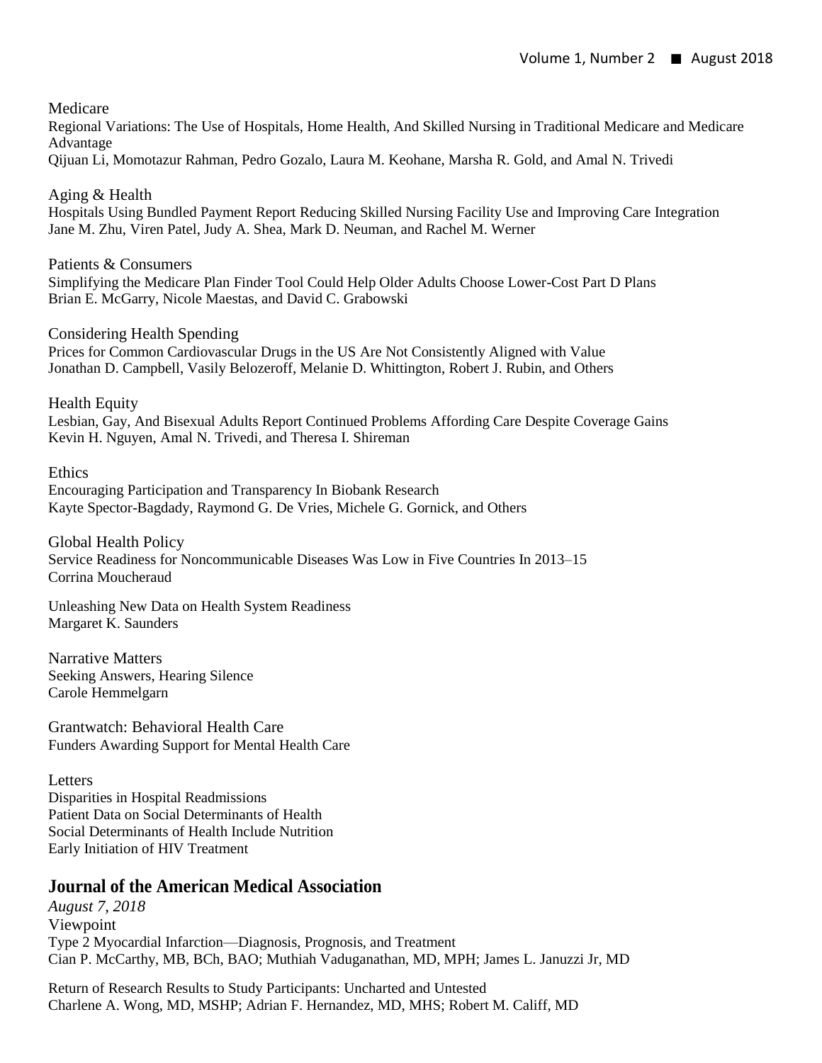Medicare

Regional Variations: The Use of Hospitals, Home Health, And Skilled Nursing in Traditional Medicare and Medicare Advantage
Qijuan Li, Momotazur Rahman, Pedro Gozalo, Laura M. Keohane, Marsha R. Gold, and Amal N. Trivedi

Aging & Health

Hospitals Using Bundled Payment Report Reducing Skilled Nursing Facility Use and Improving Care Integration
Jane M. Zhu, Viren Patel, Judy A. Shea, Mark D. Neuman, and Rachel M. Werner

Patients & Consumers

Simplifying the Medicare Plan Finder Tool Could Help Older Adults Choose Lower-Cost Part D Plans
Brian E. McGarry, Nicole Maestas, and David C. Grabowski

Considering Health Spending

Prices for Common Cardiovascular Drugs in the US Are Not Consistently Aligned with Value
Jonathan D. Campbell, Vasily Belozeroff, Melanie D. Whittington, Robert J. Rubin, and Others

Health Equity

Lesbian, Gay, And Bisexual Adults Report Continued Problems Affording Care Despite Coverage Gains
Kevin H. Nguyen, Amal N. Trivedi, and Theresa I. Shireman

Ethics

Encouraging Participation and Transparency In Biobank Research
Kayte Spector-Bagdady, Raymond G. De Vries, Michele G. Gornick, and Others

Global Health Policy

Service Readiness for Noncommunicable Diseases Was Low in Five Countries In 2013–15
Corrina Moucheraud

Unleashing New Data on Health System Readiness
Margaret K. Saunders

Narrative Matters

Seeking Answers, Hearing Silence
Carole Hemmelgarn

Grantwatch: Behavioral Health Care

Funders Awarding Support for Mental Health Care

Letters

Disparities in Hospital Readmissions
Patient Data on Social Determinants of Health
Social Determinants of Health Include Nutrition
Early Initiation of HIV Treatment

## Journal of the American Medical Association

*August 7, 2018*

Viewpoint

Type 2 Myocardial Infarction—Diagnosis, Prognosis, and Treatment
Cian P. McCarthy, MB, BCh, BAO; Muthiah Vaduganathan, MD, MPH; James L. Januzzi Jr, MD

Return of Research Results to Study Participants: Uncharted and Untested
Charlene A. Wong, MD, MSHP; Adrian F. Hernandez, MD, MHS; Robert M. Califf, MD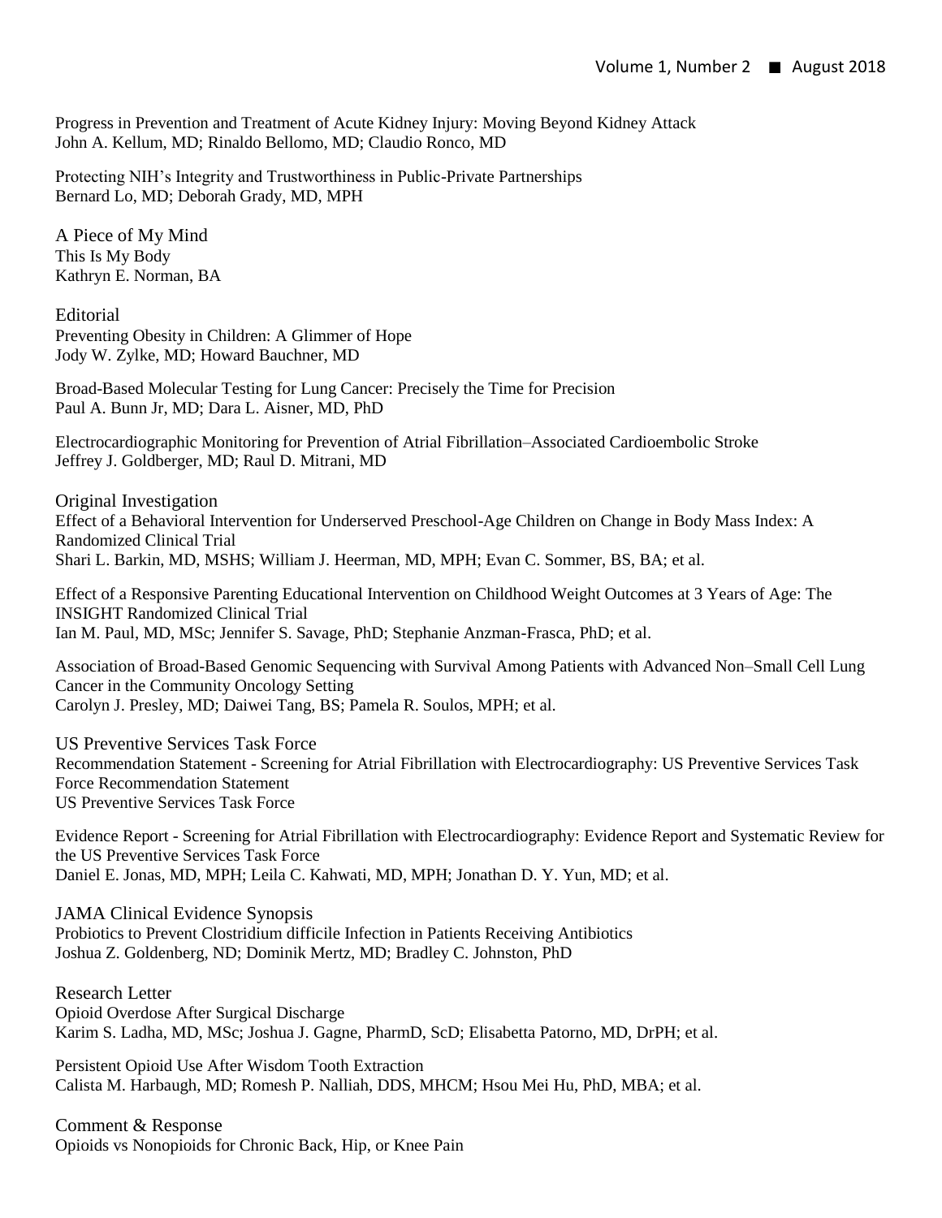Progress in Prevention and Treatment of Acute Kidney Injury: Moving Beyond Kidney Attack
John A. Kellum, MD; Rinaldo Bellomo, MD; Claudio Ronco, MD

Protecting NIH's Integrity and Trustworthiness in Public-Private Partnerships
Bernard Lo, MD; Deborah Grady, MD, MPH

## A Piece of My Mind

This Is My Body
Kathryn E. Norman, BA

## Editorial

Preventing Obesity in Children: A Glimmer of Hope
Jody W. Zylke, MD; Howard Bauchner, MD

Broad-Based Molecular Testing for Lung Cancer: Precisely the Time for Precision
Paul A. Bunn Jr, MD; Dara L. Aisner, MD, PhD

Electrocardiographic Monitoring for Prevention of Atrial Fibrillation–Associated Cardioembolic Stroke
Jeffrey J. Goldberger, MD; Raul D. Mitrani, MD

## Original Investigation

Effect of a Behavioral Intervention for Underserved Preschool-Age Children on Change in Body Mass Index: A Randomized Clinical Trial
Shari L. Barkin, MD, MSHS; William J. Heerman, MD, MPH; Evan C. Sommer, BS, BA; et al.

Effect of a Responsive Parenting Educational Intervention on Childhood Weight Outcomes at 3 Years of Age: The INSIGHT Randomized Clinical Trial
Ian M. Paul, MD, MSc; Jennifer S. Savage, PhD; Stephanie Anzman-Frasca, PhD; et al.

Association of Broad-Based Genomic Sequencing with Survival Among Patients with Advanced Non–Small Cell Lung Cancer in the Community Oncology Setting
Carolyn J. Presley, MD; Daiwei Tang, BS; Pamela R. Soulos, MPH; et al.

## US Preventive Services Task Force

Recommendation Statement - Screening for Atrial Fibrillation with Electrocardiography: US Preventive Services Task Force Recommendation Statement
US Preventive Services Task Force

Evidence Report - Screening for Atrial Fibrillation with Electrocardiography: Evidence Report and Systematic Review for the US Preventive Services Task Force
Daniel E. Jonas, MD, MPH; Leila C. Kahwati, MD, MPH; Jonathan D. Y. Yun, MD; et al.

## JAMA Clinical Evidence Synopsis

Probiotics to Prevent Clostridium difficile Infection in Patients Receiving Antibiotics
Joshua Z. Goldenberg, ND; Dominik Mertz, MD; Bradley C. Johnston, PhD

## Research Letter

Opioid Overdose After Surgical Discharge
Karim S. Ladha, MD, MSc; Joshua J. Gagne, PharmD, ScD; Elisabetta Patorno, MD, DrPH; et al.

Persistent Opioid Use After Wisdom Tooth Extraction
Calista M. Harbaugh, MD; Romesh P. Nalliah, DDS, MHCM; Hsou Mei Hu, PhD, MBA; et al.

## Comment & Response

Opioids vs Nonopioids for Chronic Back, Hip, or Knee Pain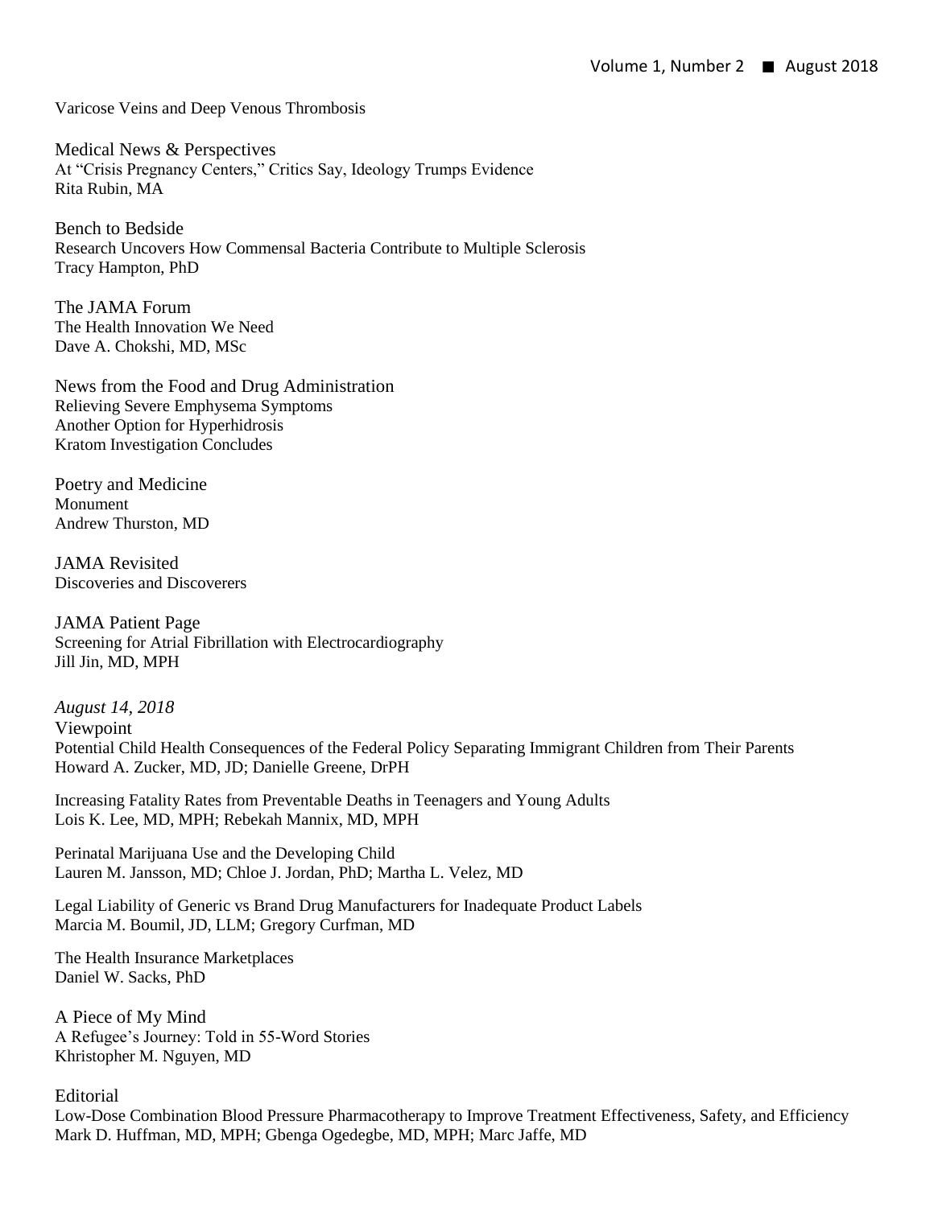Varicose Veins and Deep Venous Thrombosis

Medical News & Perspectives
At "Crisis Pregnancy Centers," Critics Say, Ideology Trumps Evidence
Rita Rubin, MA

Bench to Bedside
Research Uncovers How Commensal Bacteria Contribute to Multiple Sclerosis
Tracy Hampton, PhD

The JAMA Forum
The Health Innovation We Need
Dave A. Chokshi, MD, MSc

News from the Food and Drug Administration
Relieving Severe Emphysema Symptoms
Another Option for Hyperhidrosis
Kratom Investigation Concludes

Poetry and Medicine
Monument
Andrew Thurston, MD

JAMA Revisited
Discoveries and Discoverers

JAMA Patient Page
Screening for Atrial Fibrillation with Electrocardiography
Jill Jin, MD, MPH

*August 14, 2018*
Viewpoint
Potential Child Health Consequences of the Federal Policy Separating Immigrant Children from Their Parents
Howard A. Zucker, MD, JD; Danielle Greene, DrPH

Increasing Fatality Rates from Preventable Deaths in Teenagers and Young Adults
Lois K. Lee, MD, MPH; Rebekah Mannix, MD, MPH

Perinatal Marijuana Use and the Developing Child
Lauren M. Jansson, MD; Chloe J. Jordan, PhD; Martha L. Velez, MD

Legal Liability of Generic vs Brand Drug Manufacturers for Inadequate Product Labels
Marcia M. Boumil, JD, LLM; Gregory Curfman, MD

The Health Insurance Marketplaces
Daniel W. Sacks, PhD

A Piece of My Mind
A Refugee's Journey: Told in 55-Word Stories
Khristopher M. Nguyen, MD

Editorial
Low-Dose Combination Blood Pressure Pharmacotherapy to Improve Treatment Effectiveness, Safety, and Efficiency
Mark D. Huffman, MD, MPH; Gbenga Ogedegbe, MD, MPH; Marc Jaffe, MD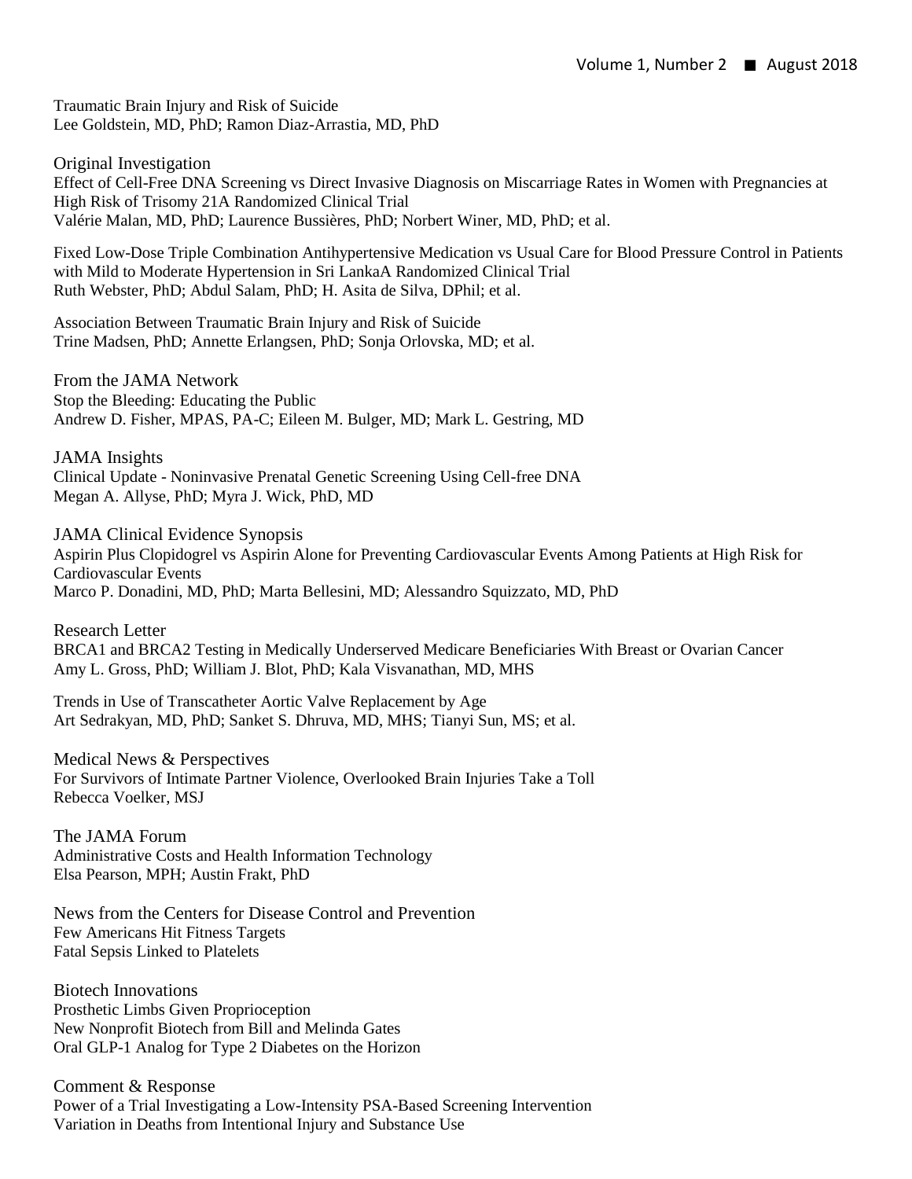Traumatic Brain Injury and Risk of Suicide
Lee Goldstein, MD, PhD; Ramon Diaz-Arrastia, MD, PhD

## Original Investigation

Effect of Cell-Free DNA Screening vs Direct Invasive Diagnosis on Miscarriage Rates in Women with Pregnancies at High Risk of Trisomy 21A Randomized Clinical Trial
Valérie Malan, MD, PhD; Laurence Bussières, PhD; Norbert Winer, MD, PhD; et al.

Fixed Low-Dose Triple Combination Antihypertensive Medication vs Usual Care for Blood Pressure Control in Patients with Mild to Moderate Hypertension in Sri LankaA Randomized Clinical Trial
Ruth Webster, PhD; Abdul Salam, PhD; H. Asita de Silva, DPhil; et al.

Association Between Traumatic Brain Injury and Risk of Suicide
Trine Madsen, PhD; Annette Erlangsen, PhD; Sonja Orlovska, MD; et al.

## From the JAMA Network

Stop the Bleeding: Educating the Public
Andrew D. Fisher, MPAS, PA-C; Eileen M. Bulger, MD; Mark L. Gestring, MD

## JAMA Insights

Clinical Update - Noninvasive Prenatal Genetic Screening Using Cell-free DNA
Megan A. Allyse, PhD; Myra J. Wick, PhD, MD

## JAMA Clinical Evidence Synopsis

Aspirin Plus Clopidogrel vs Aspirin Alone for Preventing Cardiovascular Events Among Patients at High Risk for Cardiovascular Events
Marco P. Donadini, MD, PhD; Marta Bellesini, MD; Alessandro Squizzato, MD, PhD

## Research Letter

BRCA1 and BRCA2 Testing in Medically Underserved Medicare Beneficiaries With Breast or Ovarian Cancer
Amy L. Gross, PhD; William J. Blot, PhD; Kala Visvanathan, MD, MHS

Trends in Use of Transcatheter Aortic Valve Replacement by Age
Art Sedrakyan, MD, PhD; Sanket S. Dhruva, MD, MHS; Tianyi Sun, MS; et al.

## Medical News & Perspectives

For Survivors of Intimate Partner Violence, Overlooked Brain Injuries Take a Toll
Rebecca Voelker, MSJ

## The JAMA Forum

Administrative Costs and Health Information Technology
Elsa Pearson, MPH; Austin Frakt, PhD

## News from the Centers for Disease Control and Prevention

Few Americans Hit Fitness Targets
Fatal Sepsis Linked to Platelets

## Biotech Innovations

Prosthetic Limbs Given Proprioception
New Nonprofit Biotech from Bill and Melinda Gates
Oral GLP-1 Analog for Type 2 Diabetes on the Horizon

## Comment & Response

Power of a Trial Investigating a Low-Intensity PSA-Based Screening Intervention
Variation in Deaths from Intentional Injury and Substance Use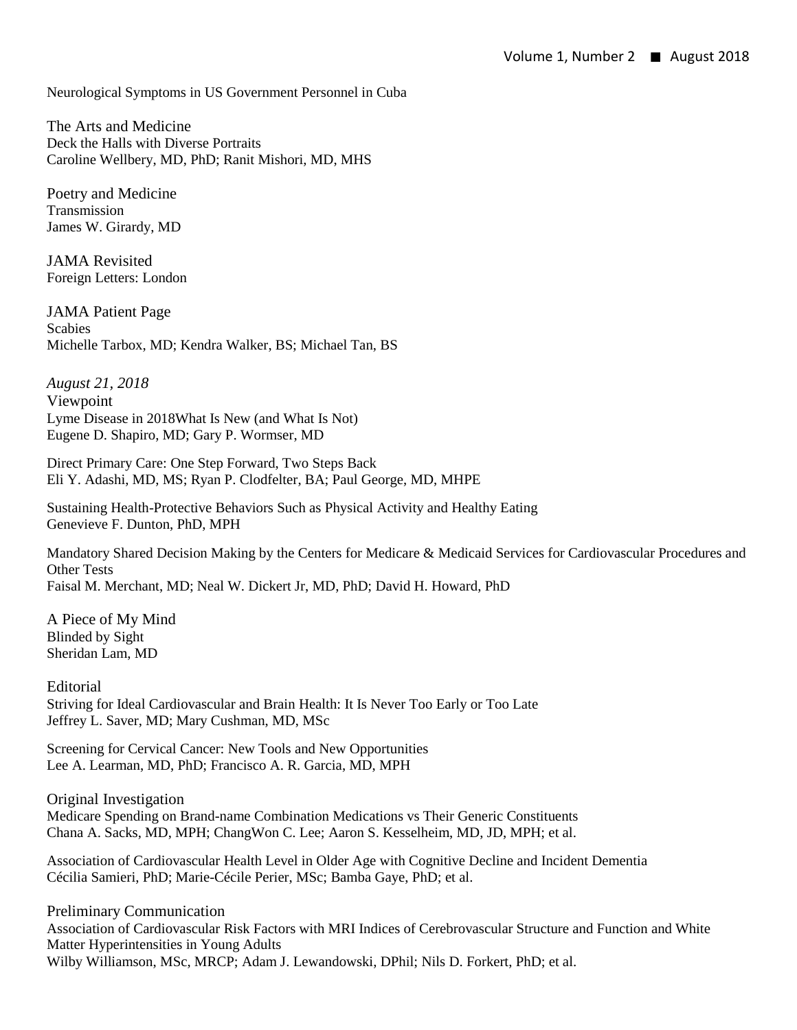Neurological Symptoms in US Government Personnel in Cuba

The Arts and Medicine
Deck the Halls with Diverse Portraits
Caroline Wellbery, MD, PhD; Ranit Mishori, MD, MHS

Poetry and Medicine
Transmission
James W. Girardy, MD

JAMA Revisited
Foreign Letters: London

JAMA Patient Page
Scabies
Michelle Tarbox, MD; Kendra Walker, BS; Michael Tan, BS

*August 21, 2018*

Viewpoint
Lyme Disease in 2018What Is New (and What Is Not)
Eugene D. Shapiro, MD; Gary P. Wormser, MD

Direct Primary Care: One Step Forward, Two Steps Back
Eli Y. Adashi, MD, MS; Ryan P. Clodfelter, BA; Paul George, MD, MHPE

Sustaining Health-Protective Behaviors Such as Physical Activity and Healthy Eating
Genevieve F. Dunton, PhD, MPH

Mandatory Shared Decision Making by the Centers for Medicare & Medicaid Services for Cardiovascular Procedures and Other Tests
Faisal M. Merchant, MD; Neal W. Dickert Jr, MD, PhD; David H. Howard, PhD

A Piece of My Mind
Blinded by Sight
Sheridan Lam, MD

Editorial
Striving for Ideal Cardiovascular and Brain Health: It Is Never Too Early or Too Late
Jeffrey L. Saver, MD; Mary Cushman, MD, MSc

Screening for Cervical Cancer: New Tools and New Opportunities
Lee A. Learman, MD, PhD; Francisco A. R. Garcia, MD, MPH

Original Investigation
Medicare Spending on Brand-name Combination Medications vs Their Generic Constituents
Chana A. Sacks, MD, MPH; ChangWon C. Lee; Aaron S. Kesselheim, MD, JD, MPH; et al.

Association of Cardiovascular Health Level in Older Age with Cognitive Decline and Incident Dementia
Cécilia Samieri, PhD; Marie-Cécile Perier, MSc; Bamba Gaye, PhD; et al.

Preliminary Communication
Association of Cardiovascular Risk Factors with MRI Indices of Cerebrovascular Structure and Function and White Matter Hyperintensities in Young Adults
Wilby Williamson, MSc, MRCP; Adam J. Lewandowski, DPhil; Nils D. Forkert, PhD; et al.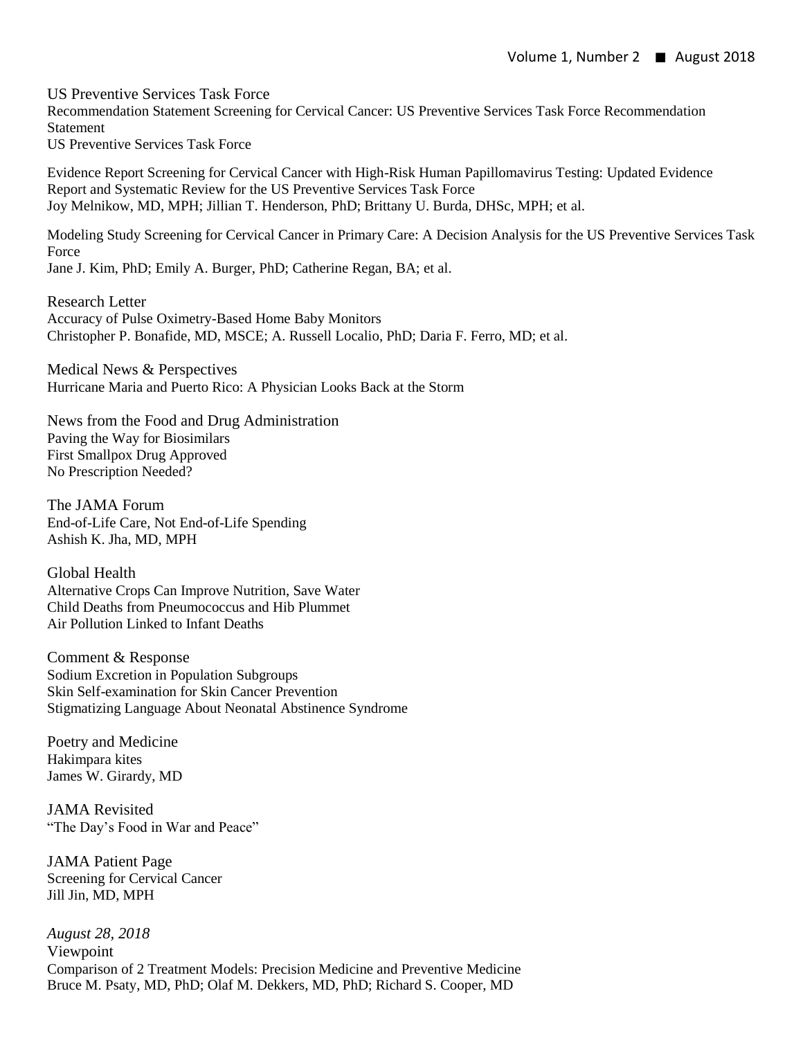US Preventive Services Task Force

Recommendation Statement Screening for Cervical Cancer: US Preventive Services Task Force Recommendation Statement

US Preventive Services Task Force

Evidence Report Screening for Cervical Cancer with High-Risk Human Papillomavirus Testing: Updated Evidence Report and Systematic Review for the US Preventive Services Task Force

Joy Melnikow, MD, MPH; Jillian T. Henderson, PhD; Brittany U. Burda, DHSc, MPH; et al.

Modeling Study Screening for Cervical Cancer in Primary Care: A Decision Analysis for the US Preventive Services Task Force

Jane J. Kim, PhD; Emily A. Burger, PhD; Catherine Regan, BA; et al.

## Research Letter

Accuracy of Pulse Oximetry-Based Home Baby Monitors

Christopher P. Bonafide, MD, MSCE; A. Russell Localio, PhD; Daria F. Ferro, MD; et al.

## Medical News & Perspectives

Hurricane Maria and Puerto Rico: A Physician Looks Back at the Storm

## News from the Food and Drug Administration

Paving the Way for Biosimilars

First Smallpox Drug Approved

No Prescription Needed?

## The JAMA Forum

End-of-Life Care, Not End-of-Life Spending

Ashish K. Jha, MD, MPH

## Global Health

Alternative Crops Can Improve Nutrition, Save Water

Child Deaths from Pneumococcus and Hib Plummet

Air Pollution Linked to Infant Deaths

## Comment & Response

Sodium Excretion in Population Subgroups

Skin Self-examination for Skin Cancer Prevention

Stigmatizing Language About Neonatal Abstinence Syndrome

## Poetry and Medicine

Hakimpara kites

James W. Girardy, MD

## JAMA Revisited

"The Day's Food in War and Peace"

## JAMA Patient Page

Screening for Cervical Cancer

Jill Jin, MD, MPH

*August 28, 2018*

## Viewpoint

Comparison of 2 Treatment Models: Precision Medicine and Preventive Medicine

Bruce M. Psaty, MD, PhD; Olaf M. Dekkers, MD, PhD; Richard S. Cooper, MD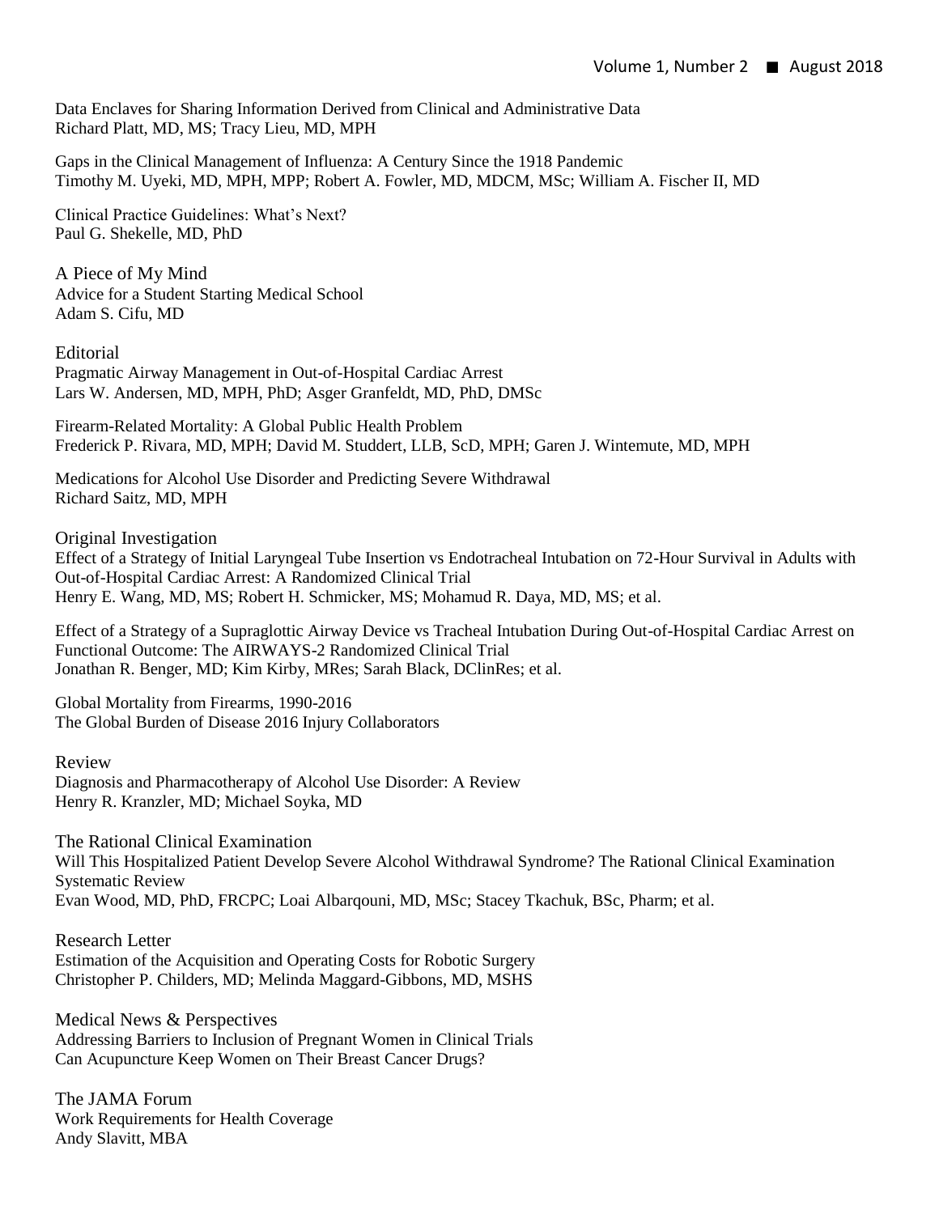Data Enclaves for Sharing Information Derived from Clinical and Administrative Data
Richard Platt, MD, MS; Tracy Lieu, MD, MPH

Gaps in the Clinical Management of Influenza: A Century Since the 1918 Pandemic
Timothy M. Uyeki, MD, MPH, MPP; Robert A. Fowler, MD, MDCM, MSc; William A. Fischer II, MD

Clinical Practice Guidelines: What's Next?
Paul G. Shekelle, MD, PhD

## A Piece of My Mind

Advice for a Student Starting Medical School
Adam S. Cifu, MD

## Editorial

Pragmatic Airway Management in Out-of-Hospital Cardiac Arrest
Lars W. Andersen, MD, MPH, PhD; Asger Granfeldt, MD, PhD, DMSc

Firearm-Related Mortality: A Global Public Health Problem
Frederick P. Rivara, MD, MPH; David M. Studdert, LLB, ScD, MPH; Garen J. Wintemute, MD, MPH

Medications for Alcohol Use Disorder and Predicting Severe Withdrawal
Richard Saitz, MD, MPH

## Original Investigation

Effect of a Strategy of Initial Laryngeal Tube Insertion vs Endotracheal Intubation on 72-Hour Survival in Adults with Out-of-Hospital Cardiac Arrest: A Randomized Clinical Trial
Henry E. Wang, MD, MS; Robert H. Schmicker, MS; Mohamud R. Daya, MD, MS; et al.

Effect of a Strategy of a Supraglottic Airway Device vs Tracheal Intubation During Out-of-Hospital Cardiac Arrest on Functional Outcome: The AIRWAYS-2 Randomized Clinical Trial
Jonathan R. Benger, MD; Kim Kirby, MRes; Sarah Black, DClinRes; et al.

Global Mortality from Firearms, 1990-2016
The Global Burden of Disease 2016 Injury Collaborators

## Review

Diagnosis and Pharmacotherapy of Alcohol Use Disorder: A Review
Henry R. Kranzler, MD; Michael Soyka, MD

## The Rational Clinical Examination

Will This Hospitalized Patient Develop Severe Alcohol Withdrawal Syndrome? The Rational Clinical Examination Systematic Review
Evan Wood, MD, PhD, FRCPC; Loai Albarqouni, MD, MSc; Stacey Tkachuk, BSc, Pharm; et al.

## Research Letter

Estimation of the Acquisition and Operating Costs for Robotic Surgery
Christopher P. Childers, MD; Melinda Maggard-Gibbons, MD, MSHS

## Medical News & Perspectives

Addressing Barriers to Inclusion of Pregnant Women in Clinical Trials
Can Acupuncture Keep Women on Their Breast Cancer Drugs?

## The JAMA Forum

Work Requirements for Health Coverage
Andy Slavitt, MBA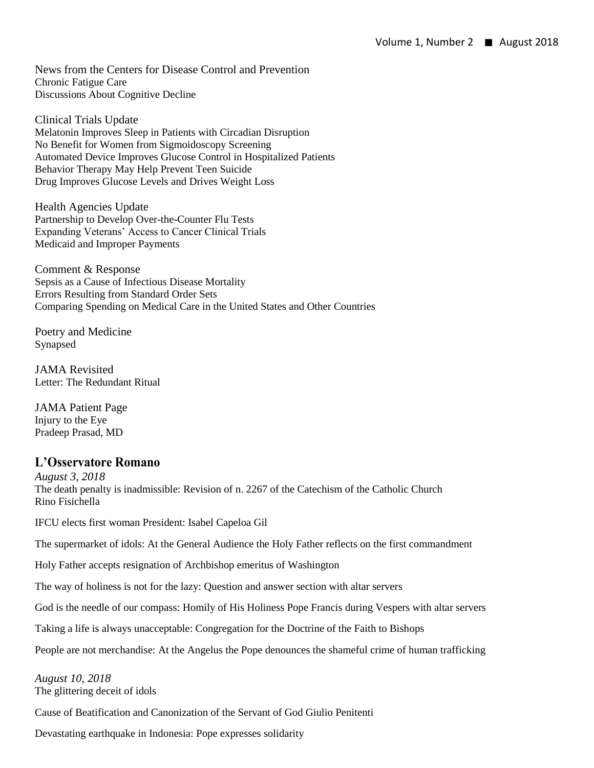News from the Centers for Disease Control and Prevention
Chronic Fatigue Care
Discussions About Cognitive Decline

Clinical Trials Update
Melatonin Improves Sleep in Patients with Circadian Disruption
No Benefit for Women from Sigmoidoscopy Screening
Automated Device Improves Glucose Control in Hospitalized Patients
Behavior Therapy May Help Prevent Teen Suicide
Drug Improves Glucose Levels and Drives Weight Loss

Health Agencies Update
Partnership to Develop Over-the-Counter Flu Tests
Expanding Veterans' Access to Cancer Clinical Trials
Medicaid and Improper Payments

Comment & Response
Sepsis as a Cause of Infectious Disease Mortality
Errors Resulting from Standard Order Sets
Comparing Spending on Medical Care in the United States and Other Countries

Poetry and Medicine
Synapsed

JAMA Revisited
Letter: The Redundant Ritual

JAMA Patient Page
Injury to the Eye
Pradeep Prasad, MD

## L'Osservatore Romano

*August 3, 2018*
The death penalty is inadmissible: Revision of n. 2267 of the Catechism of the Catholic Church
Rino Fisichella

IFCU elects first woman President: Isabel Capeloa Gil

The supermarket of idols: At the General Audience the Holy Father reflects on the first commandment

Holy Father accepts resignation of Archbishop emeritus of Washington

The way of holiness is not for the lazy: Question and answer section with altar servers

God is the needle of our compass: Homily of His Holiness Pope Francis during Vespers with altar servers

Taking a life is always unacceptable: Congregation for the Doctrine of the Faith to Bishops

People are not merchandise: At the Angelus the Pope denounces the shameful crime of human trafficking

*August 10, 2018*
The glittering deceit of idols

Cause of Beatification and Canonization of the Servant of God Giulio Penitenti

Devastating earthquake in Indonesia: Pope expresses solidarity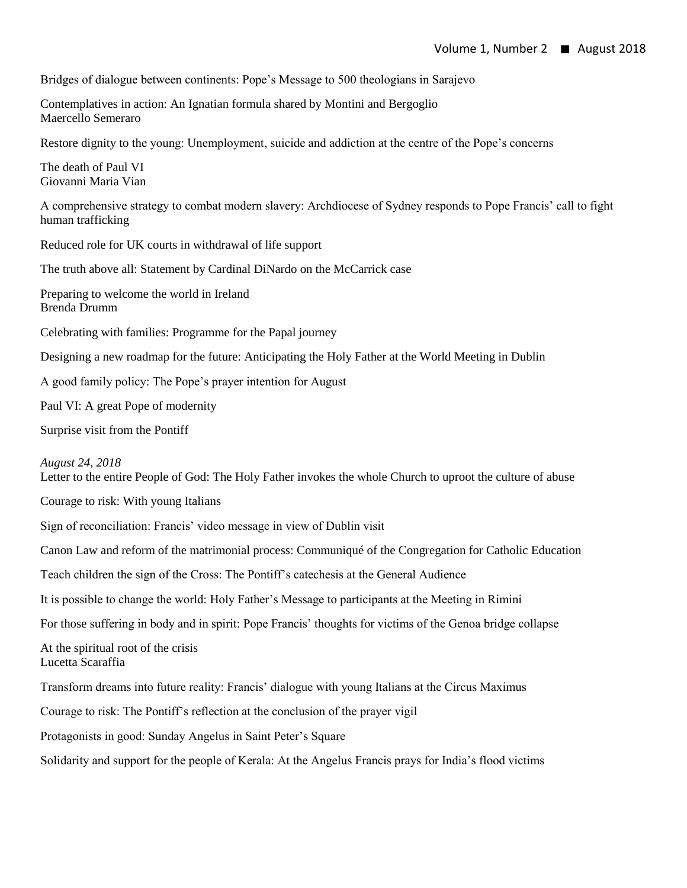Bridges of dialogue between continents: Pope's Message to 500 theologians in Sarajevo

Contemplatives in action: An Ignatian formula shared by Montini and Bergoglio
Maercello Semeraro

Restore dignity to the young: Unemployment, suicide and addiction at the centre of the Pope's concerns

The death of Paul VI
Giovanni Maria Vian

A comprehensive strategy to combat modern slavery: Archdiocese of Sydney responds to Pope Francis' call to fight human trafficking

Reduced role for UK courts in withdrawal of life support

The truth above all: Statement by Cardinal DiNardo on the McCarrick case

Preparing to welcome the world in Ireland
Brenda Drumm

Celebrating with families: Programme for the Papal journey

Designing a new roadmap for the future: Anticipating the Holy Father at the World Meeting in Dublin

A good family policy: The Pope's prayer intention for August

Paul VI: A great Pope of modernity

Surprise visit from the Pontiff

*August 24, 2018*

Letter to the entire People of God: The Holy Father invokes the whole Church to uproot the culture of abuse

Courage to risk: With young Italians

Sign of reconciliation: Francis' video message in view of Dublin visit

Canon Law and reform of the matrimonial process: Communiqué of the Congregation for Catholic Education

Teach children the sign of the Cross: The Pontiff's catechesis at the General Audience

It is possible to change the world: Holy Father's Message to participants at the Meeting in Rimini

For those suffering in body and in spirit: Pope Francis' thoughts for victims of the Genoa bridge collapse

At the spiritual root of the crisis
Lucetta Scaraffia

Transform dreams into future reality: Francis' dialogue with young Italians at the Circus Maximus

Courage to risk: The Pontiff's reflection at the conclusion of the prayer vigil

Protagonists in good: Sunday Angelus in Saint Peter's Square

Solidarity and support for the people of Kerala: At the Angelus Francis prays for India's flood victims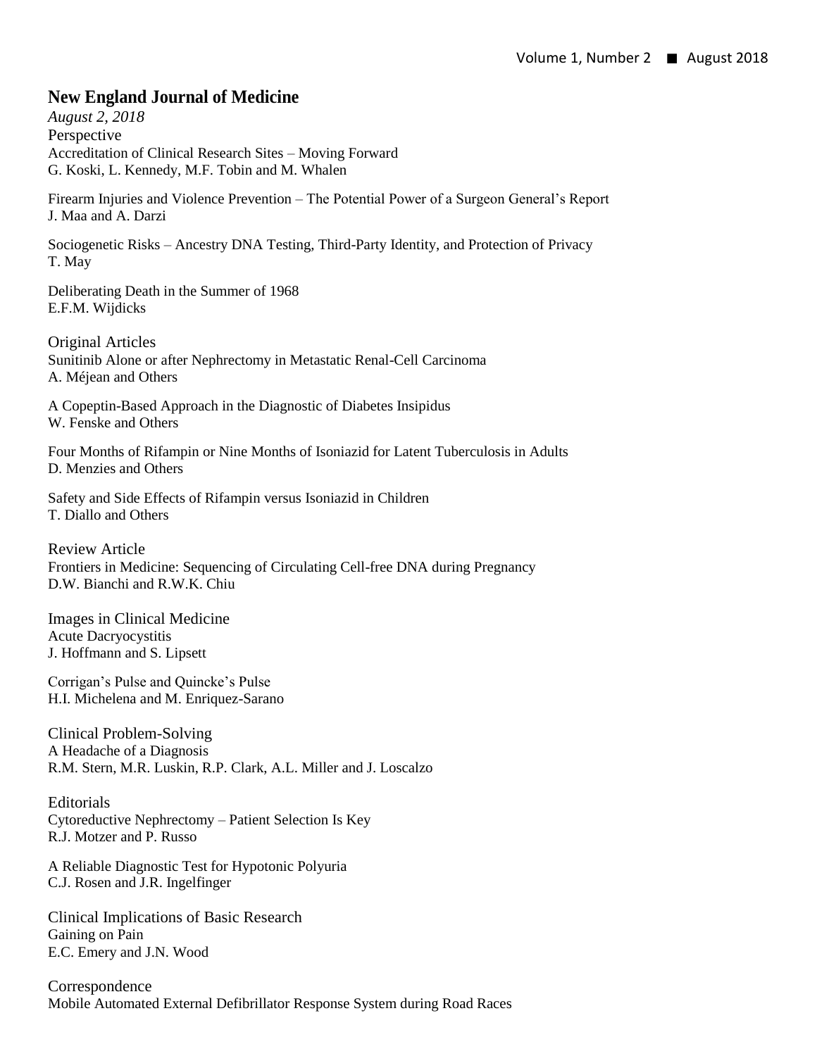## New England Journal of Medicine

*August 2, 2018*

Perspective

Accreditation of Clinical Research Sites – Moving Forward
G. Koski, L. Kennedy, M.F. Tobin and M. Whalen

Firearm Injuries and Violence Prevention – The Potential Power of a Surgeon General's Report
J. Maa and A. Darzi

Sociogenetic Risks – Ancestry DNA Testing, Third-Party Identity, and Protection of Privacy
T. May

Deliberating Death in the Summer of 1968
E.F.M. Wijdicks

Original Articles

Sunitinib Alone or after Nephrectomy in Metastatic Renal-Cell Carcinoma
A. Méjean and Others

A Copeptin-Based Approach in the Diagnostic of Diabetes Insipidus
W. Fenske and Others

Four Months of Rifampin or Nine Months of Isoniazid for Latent Tuberculosis in Adults
D. Menzies and Others

Safety and Side Effects of Rifampin versus Isoniazid in Children
T. Diallo and Others

Review Article

Frontiers in Medicine: Sequencing of Circulating Cell-free DNA during Pregnancy
D.W. Bianchi and R.W.K. Chiu

Images in Clinical Medicine

Acute Dacryocystitis
J. Hoffmann and S. Lipsett

Corrigan's Pulse and Quincke's Pulse
H.I. Michelena and M. Enriquez-Sarano

Clinical Problem-Solving

A Headache of a Diagnosis
R.M. Stern, M.R. Luskin, R.P. Clark, A.L. Miller and J. Loscalzo

Editorials

Cytoreductive Nephrectomy – Patient Selection Is Key
R.J. Motzer and P. Russo

A Reliable Diagnostic Test for Hypotonic Polyuria
C.J. Rosen and J.R. Ingelfinger

Clinical Implications of Basic Research

Gaining on Pain
E.C. Emery and J.N. Wood

Correspondence

Mobile Automated External Defibrillator Response System during Road Races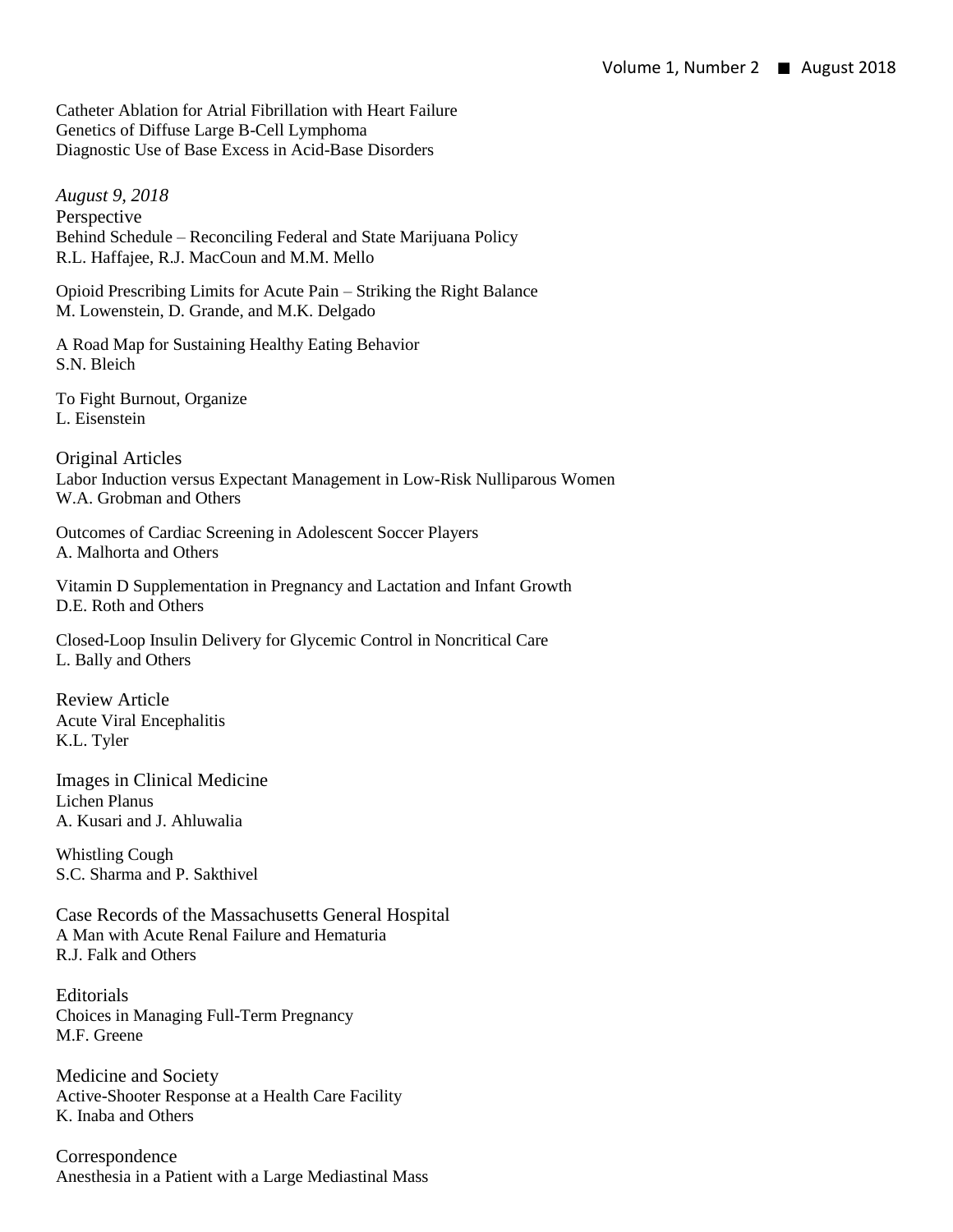Catheter Ablation for Atrial Fibrillation with Heart Failure
Genetics of Diffuse Large B-Cell Lymphoma
Diagnostic Use of Base Excess in Acid-Base Disorders

*August 9, 2018*

## Perspective

Behind Schedule – Reconciling Federal and State Marijuana Policy
R.L. Haffajee, R.J. MacCoun and M.M. Mello

Opioid Prescribing Limits for Acute Pain – Striking the Right Balance
M. Lowenstein, D. Grande, and M.K. Delgado

A Road Map for Sustaining Healthy Eating Behavior
S.N. Bleich

To Fight Burnout, Organize
L. Eisenstein

## Original Articles

Labor Induction versus Expectant Management in Low-Risk Nulliparous Women
W.A. Grobman and Others

Outcomes of Cardiac Screening in Adolescent Soccer Players
A. Malhorta and Others

Vitamin D Supplementation in Pregnancy and Lactation and Infant Growth
D.E. Roth and Others

Closed-Loop Insulin Delivery for Glycemic Control in Noncritical Care
L. Bally and Others

## Review Article

Acute Viral Encephalitis
K.L. Tyler

## Images in Clinical Medicine

Lichen Planus
A. Kusari and J. Ahluwalia

Whistling Cough
S.C. Sharma and P. Sakthivel

## Case Records of the Massachusetts General Hospital

A Man with Acute Renal Failure and Hematuria
R.J. Falk and Others

## Editorials

Choices in Managing Full-Term Pregnancy
M.F. Greene

## Medicine and Society

Active-Shooter Response at a Health Care Facility
K. Inaba and Others

## Correspondence

Anesthesia in a Patient with a Large Mediastinal Mass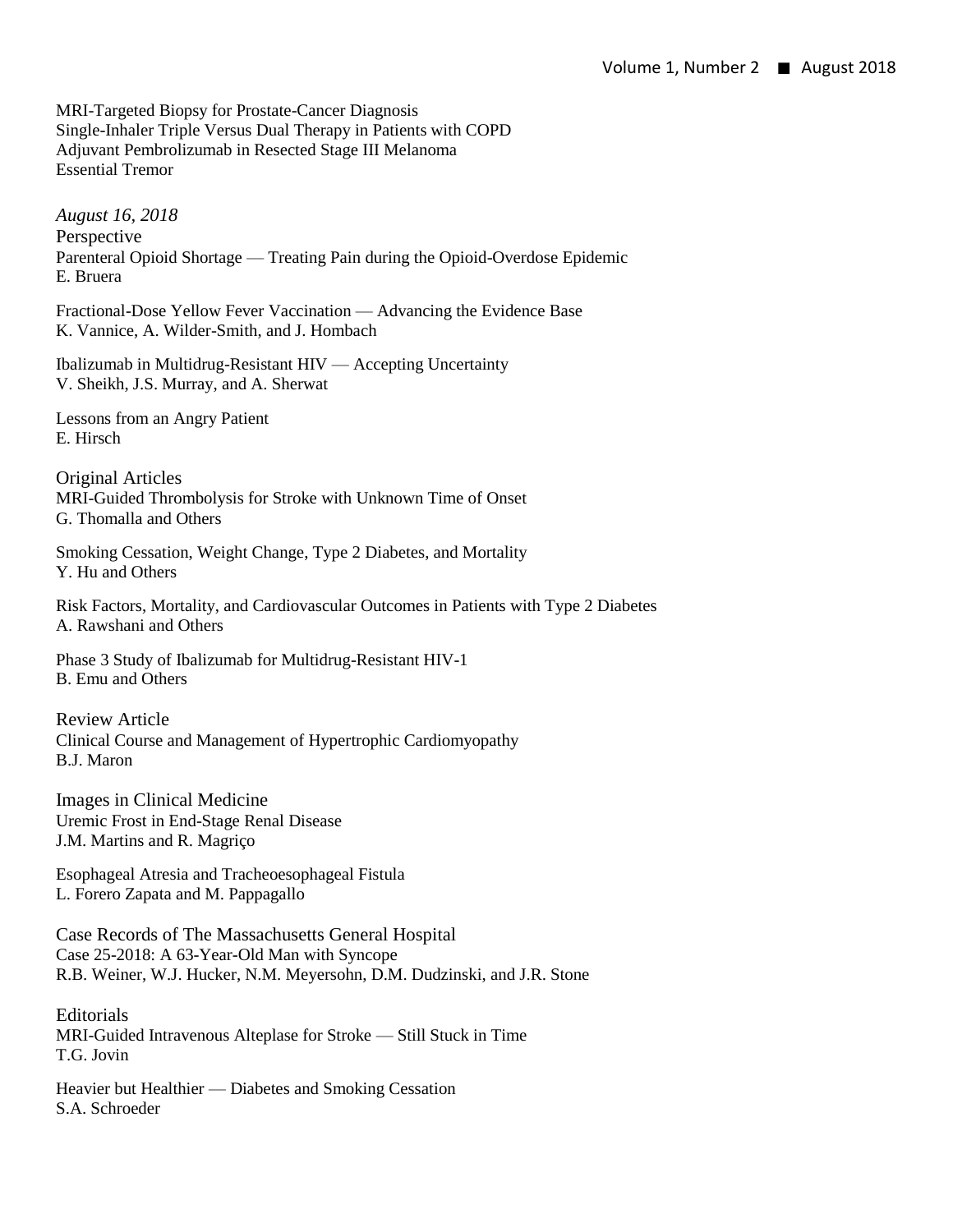MRI-Targeted Biopsy for Prostate-Cancer Diagnosis
Single-Inhaler Triple Versus Dual Therapy in Patients with COPD
Adjuvant Pembrolizumab in Resected Stage III Melanoma
Essential Tremor

*August 16, 2018*

Perspective

Parenteral Opioid Shortage — Treating Pain during the Opioid-Overdose Epidemic
E. Bruera

Fractional-Dose Yellow Fever Vaccination — Advancing the Evidence Base
K. Vannice, A. Wilder-Smith, and J. Hombach

Ibalizumab in Multidrug-Resistant HIV — Accepting Uncertainty
V. Sheikh, J.S. Murray, and A. Sherwat

Lessons from an Angry Patient
E. Hirsch

Original Articles

MRI-Guided Thrombolysis for Stroke with Unknown Time of Onset
G. Thomalla and Others

Smoking Cessation, Weight Change, Type 2 Diabetes, and Mortality
Y. Hu and Others

Risk Factors, Mortality, and Cardiovascular Outcomes in Patients with Type 2 Diabetes
A. Rawshani and Others

Phase 3 Study of Ibalizumab for Multidrug-Resistant HIV-1
B. Emu and Others

Review Article

Clinical Course and Management of Hypertrophic Cardiomyopathy
B.J. Maron

Images in Clinical Medicine

Uremic Frost in End-Stage Renal Disease
J.M. Martins and R. Magriço

Esophageal Atresia and Tracheoesophageal Fistula
L. Forero Zapata and M. Pappagallo

Case Records of The Massachusetts General Hospital

Case 25-2018: A 63-Year-Old Man with Syncope
R.B. Weiner, W.J. Hucker, N.M. Meyersohn, D.M. Dudzinski, and J.R. Stone

Editorials

MRI-Guided Intravenous Alteplase for Stroke — Still Stuck in Time
T.G. Jovin

Heavier but Healthier — Diabetes and Smoking Cessation
S.A. Schroeder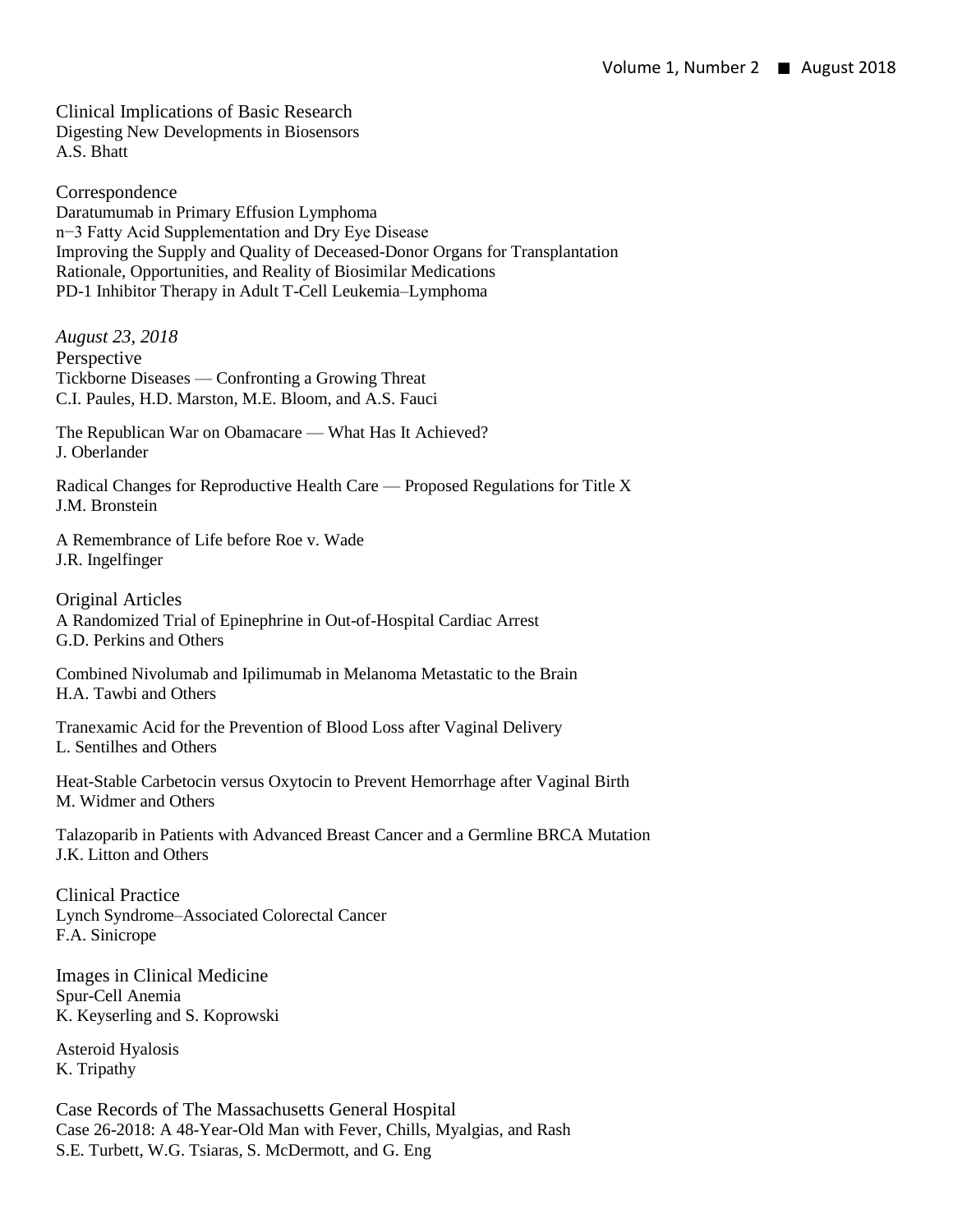Clinical Implications of Basic Research
Digesting New Developments in Biosensors
A.S. Bhatt

Correspondence
Daratumumab in Primary Effusion Lymphoma
n−3 Fatty Acid Supplementation and Dry Eye Disease
Improving the Supply and Quality of Deceased-Donor Organs for Transplantation
Rationale, Opportunities, and Reality of Biosimilar Medications
PD-1 Inhibitor Therapy in Adult T-Cell Leukemia–Lymphoma

*August 23, 2018*

Perspective
Tickborne Diseases — Confronting a Growing Threat
C.I. Paules, H.D. Marston, M.E. Bloom, and A.S. Fauci

The Republican War on Obamacare — What Has It Achieved?
J. Oberlander

Radical Changes for Reproductive Health Care — Proposed Regulations for Title X
J.M. Bronstein

A Remembrance of Life before Roe v. Wade
J.R. Ingelfinger

Original Articles
A Randomized Trial of Epinephrine in Out-of-Hospital Cardiac Arrest
G.D. Perkins and Others

Combined Nivolumab and Ipilimumab in Melanoma Metastatic to the Brain
H.A. Tawbi and Others

Tranexamic Acid for the Prevention of Blood Loss after Vaginal Delivery
L. Sentilhes and Others

Heat-Stable Carbetocin versus Oxytocin to Prevent Hemorrhage after Vaginal Birth
M. Widmer and Others

Talazoparib in Patients with Advanced Breast Cancer and a Germline BRCA Mutation
J.K. Litton and Others

Clinical Practice
Lynch Syndrome–Associated Colorectal Cancer
F.A. Sinicrope

Images in Clinical Medicine
Spur-Cell Anemia
K. Keyserling and S. Koprowski

Asteroid Hyalosis
K. Tripathy

Case Records of The Massachusetts General Hospital
Case 26-2018: A 48-Year-Old Man with Fever, Chills, Myalgias, and Rash
S.E. Turbett, W.G. Tsiaras, S. McDermott, and G. Eng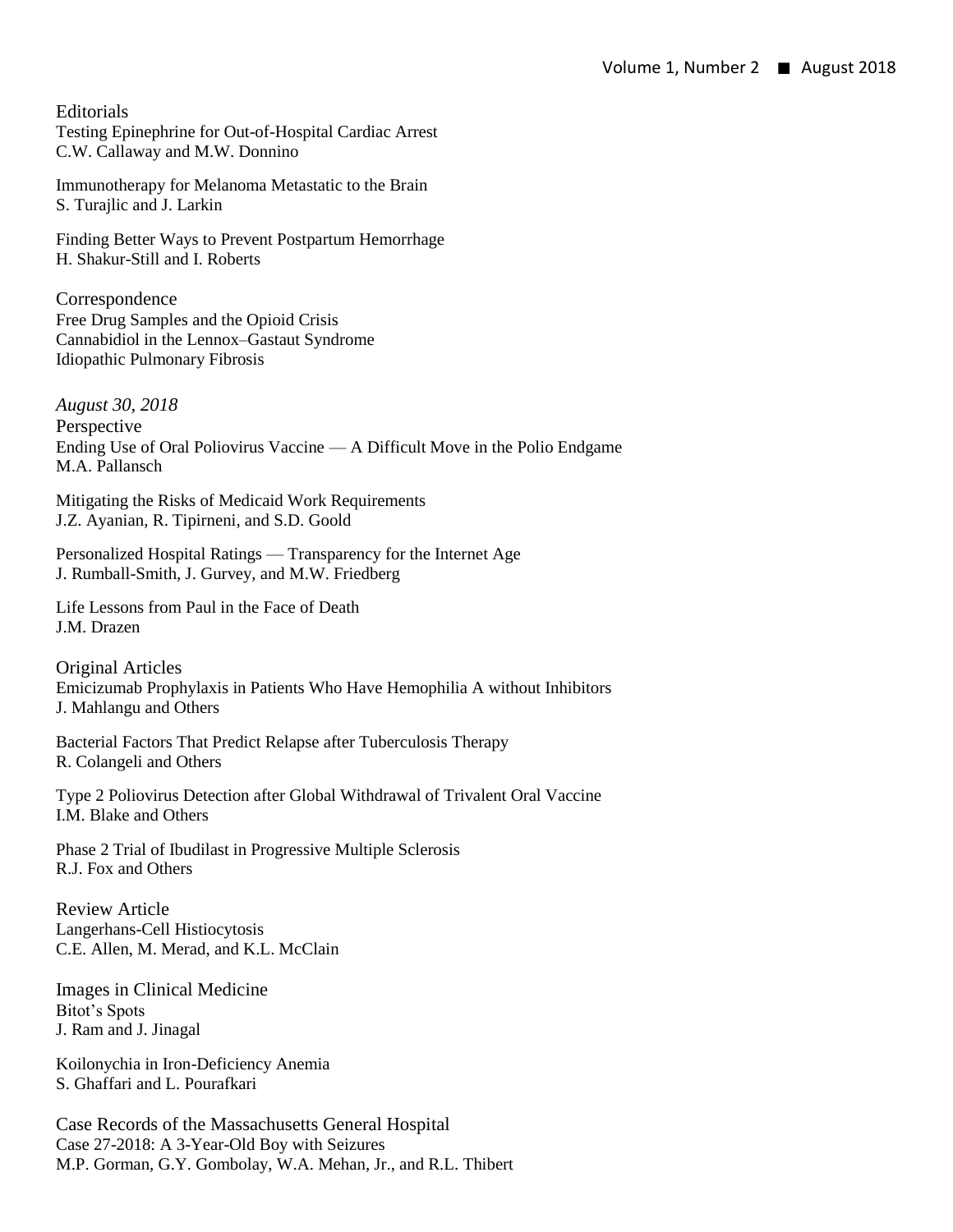## Editorials

Testing Epinephrine for Out-of-Hospital Cardiac Arrest
C.W. Callaway and M.W. Donnino

Immunotherapy for Melanoma Metastatic to the Brain
S. Turajlic and J. Larkin

Finding Better Ways to Prevent Postpartum Hemorrhage
H. Shakur-Still and I. Roberts

## Correspondence

Free Drug Samples and the Opioid Crisis
Cannabidiol in the Lennox–Gastaut Syndrome
Idiopathic Pulmonary Fibrosis

*August 30, 2018*

## Perspective

Ending Use of Oral Poliovirus Vaccine — A Difficult Move in the Polio Endgame
M.A. Pallansch

Mitigating the Risks of Medicaid Work Requirements
J.Z. Ayanian, R. Tipirneni, and S.D. Goold

Personalized Hospital Ratings — Transparency for the Internet Age
J. Rumball-Smith, J. Gurvey, and M.W. Friedberg

Life Lessons from Paul in the Face of Death
J.M. Drazen

## Original Articles

Emicizumab Prophylaxis in Patients Who Have Hemophilia A without Inhibitors
J. Mahlangu and Others

Bacterial Factors That Predict Relapse after Tuberculosis Therapy
R. Colangeli and Others

Type 2 Poliovirus Detection after Global Withdrawal of Trivalent Oral Vaccine
I.M. Blake and Others

Phase 2 Trial of Ibudilast in Progressive Multiple Sclerosis
R.J. Fox and Others

## Review Article

Langerhans-Cell Histiocytosis
C.E. Allen, M. Merad, and K.L. McClain

## Images in Clinical Medicine

Bitot's Spots
J. Ram and J. Jinagal

Koilonychia in Iron-Deficiency Anemia
S. Ghaffari and L. Pourafkari

## Case Records of the Massachusetts General Hospital

Case 27-2018: A 3-Year-Old Boy with Seizures
M.P. Gorman, G.Y. Gombolay, W.A. Mehan, Jr., and R.L. Thibert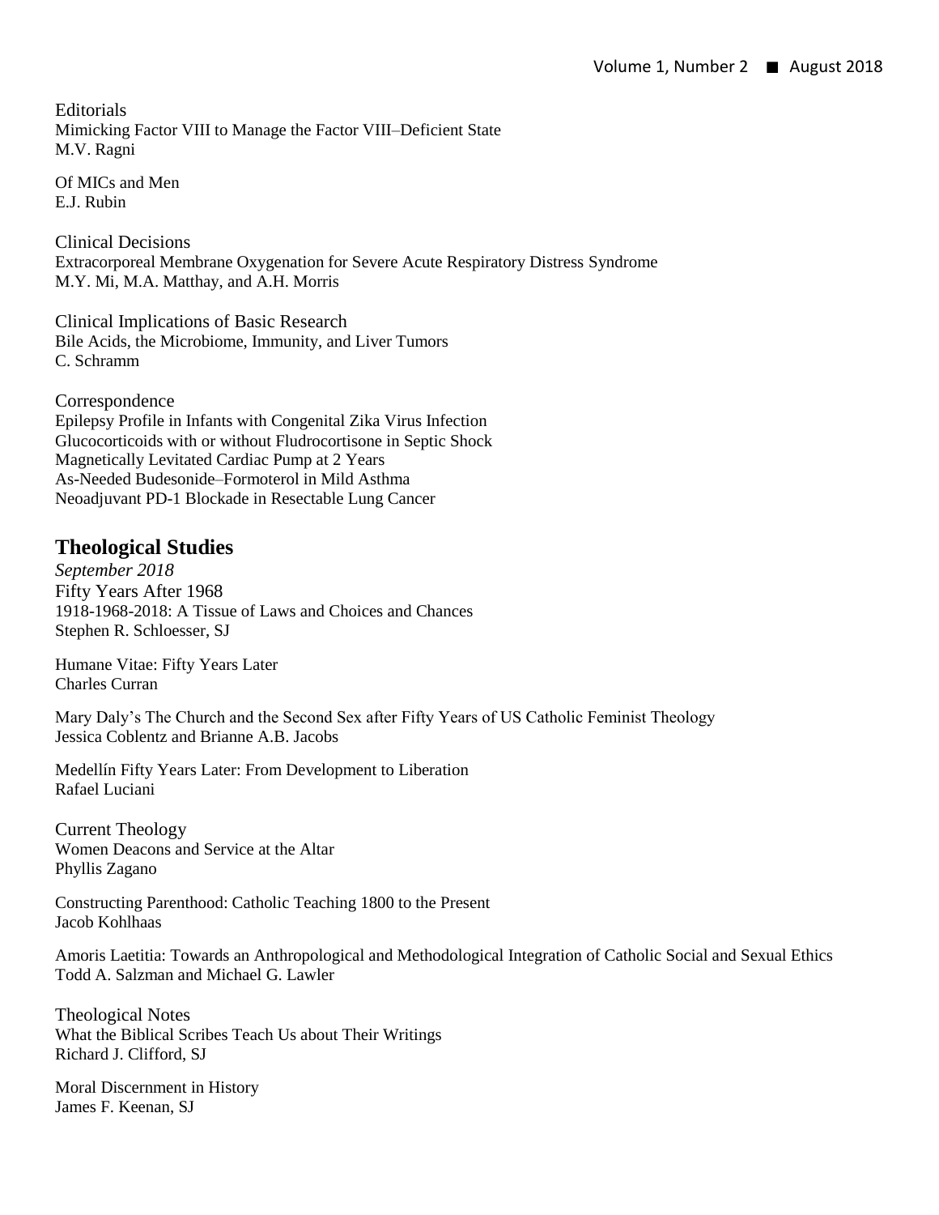Editorials

Mimicking Factor VIII to Manage the Factor VIII–Deficient State
M.V. Ragni

Of MICs and Men
E.J. Rubin

Clinical Decisions

Extracorporeal Membrane Oxygenation for Severe Acute Respiratory Distress Syndrome
M.Y. Mi, M.A. Matthay, and A.H. Morris

Clinical Implications of Basic Research

Bile Acids, the Microbiome, Immunity, and Liver Tumors
C. Schramm

Correspondence

Epilepsy Profile in Infants with Congenital Zika Virus Infection
Glucocorticoids with or without Fludrocortisone in Septic Shock
Magnetically Levitated Cardiac Pump at 2 Years
As-Needed Budesonide–Formoterol in Mild Asthma
Neoadjuvant PD-1 Blockade in Resectable Lung Cancer

## Theological Studies

*September 2018*

Fifty Years After 1968

1918-1968-2018: A Tissue of Laws and Choices and Chances
Stephen R. Schloesser, SJ

Humane Vitae: Fifty Years Later
Charles Curran

Mary Daly's The Church and the Second Sex after Fifty Years of US Catholic Feminist Theology
Jessica Coblentz and Brianne A.B. Jacobs

Medellín Fifty Years Later: From Development to Liberation
Rafael Luciani

Current Theology

Women Deacons and Service at the Altar
Phyllis Zagano

Constructing Parenthood: Catholic Teaching 1800 to the Present
Jacob Kohlhaas

Amoris Laetitia: Towards an Anthropological and Methodological Integration of Catholic Social and Sexual Ethics
Todd A. Salzman and Michael G. Lawler

Theological Notes

What the Biblical Scribes Teach Us about Their Writings
Richard J. Clifford, SJ

Moral Discernment in History
James F. Keenan, SJ